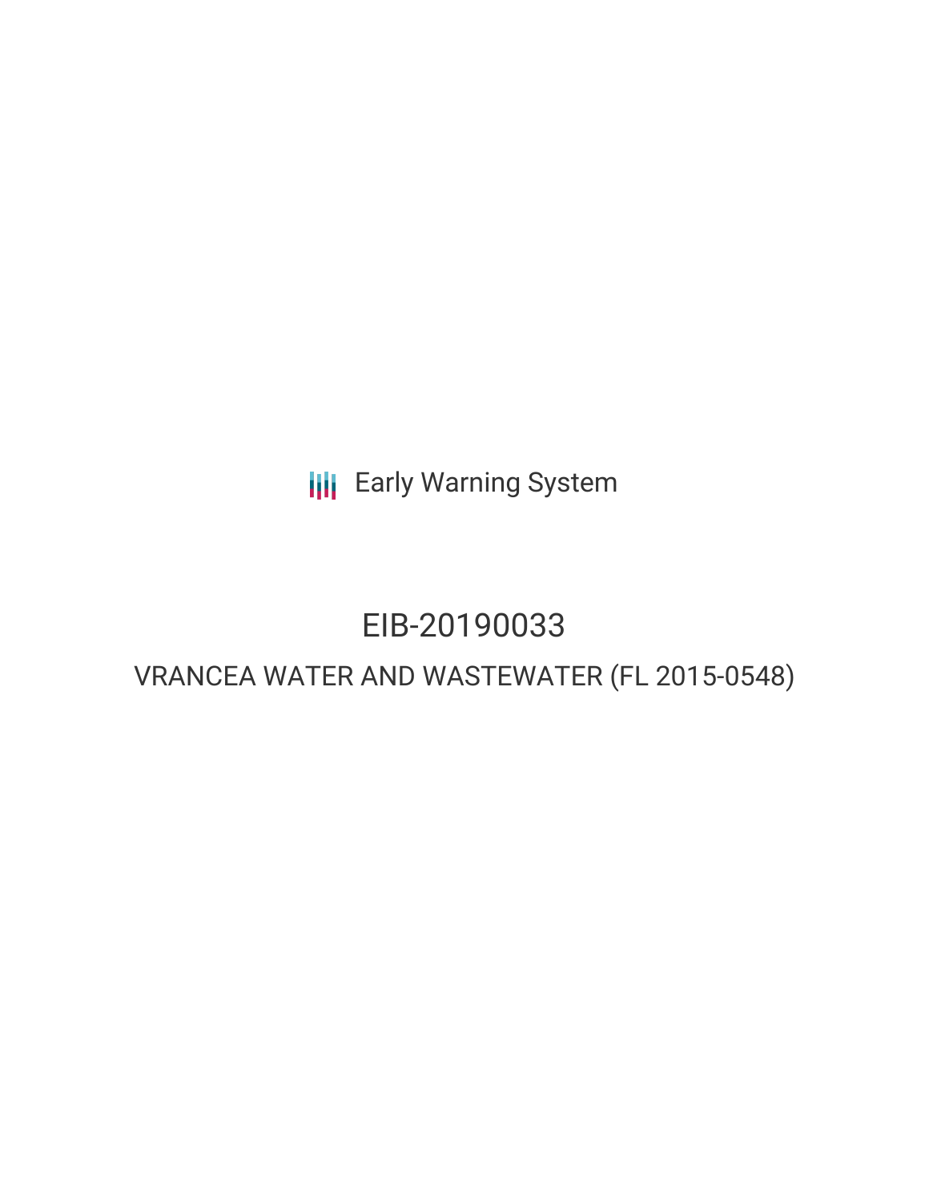Early Warning System

# EIB-20190033

## VRANCEA WATER AND WASTEWATER (FL 2015-0548)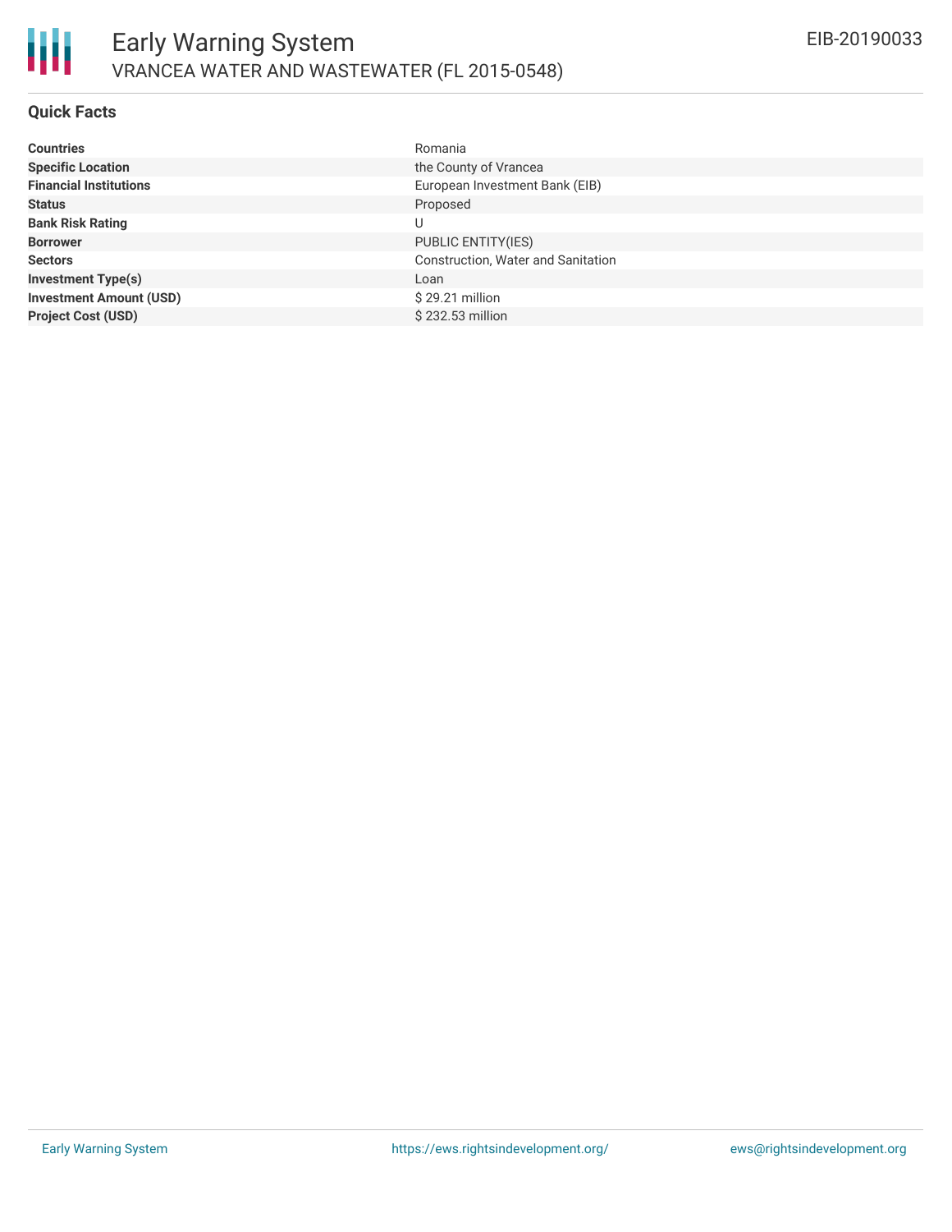# Early Warning System

## VRANCEA WATER AND WASTEWATER (FL 2015-0548)

EIB-20190033

### Quick Facts

| | |
|---|---|
| **Countries** | Romania |
| **Specific Location** | the County of Vrancea |
| **Financial Institutions** | European Investment Bank (EIB) |
| **Status** | Proposed |
| **Bank Risk Rating** | U |
| **Borrower** | PUBLIC ENTITY(IES) |
| **Sectors** | Construction, Water and Sanitation |
| **Investment Type(s)** | Loan |
| **Investment Amount (USD)** | $ 29.21 million |
| **Project Cost (USD)** | $ 232.53 million |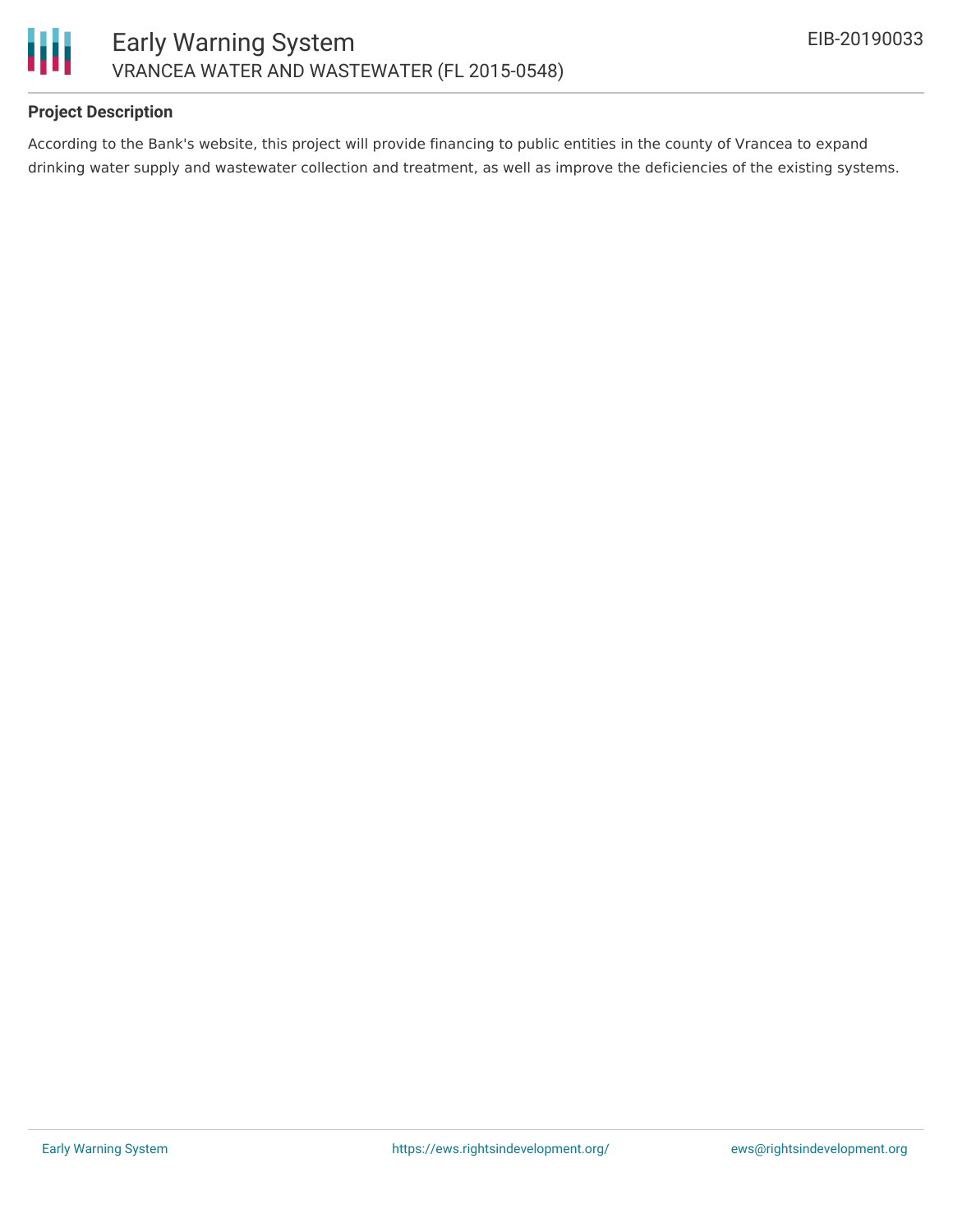### Project Description

According to the Bank's website, this project will provide financing to public entities in the county of Vrancea to expand drinking water supply and wastewater collection and treatment, as well as improve the deficiencies of the existing systems.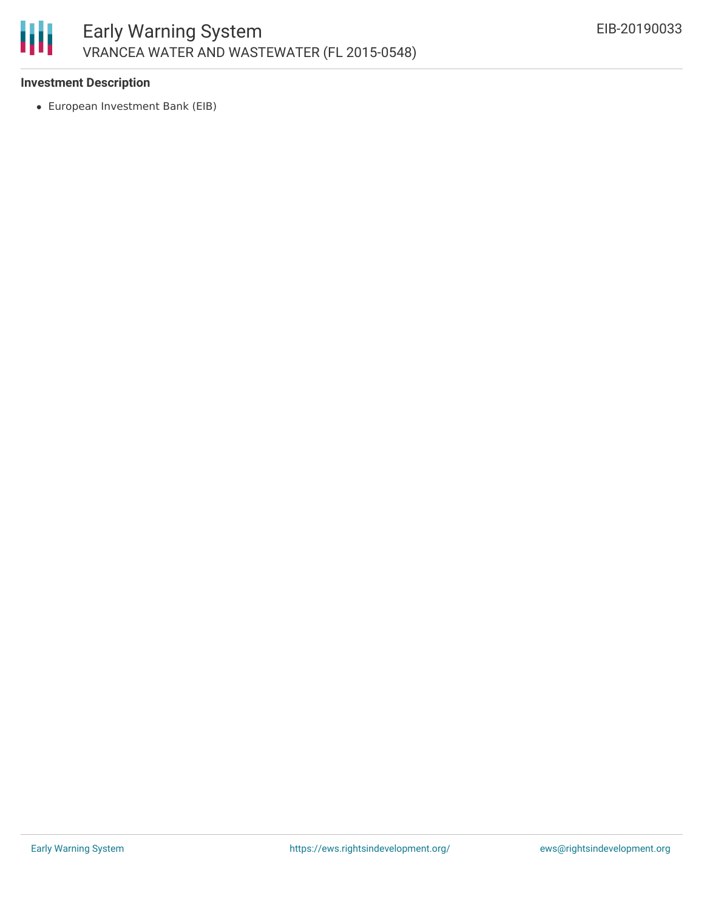**Investment Description**

- European Investment Bank (EIB)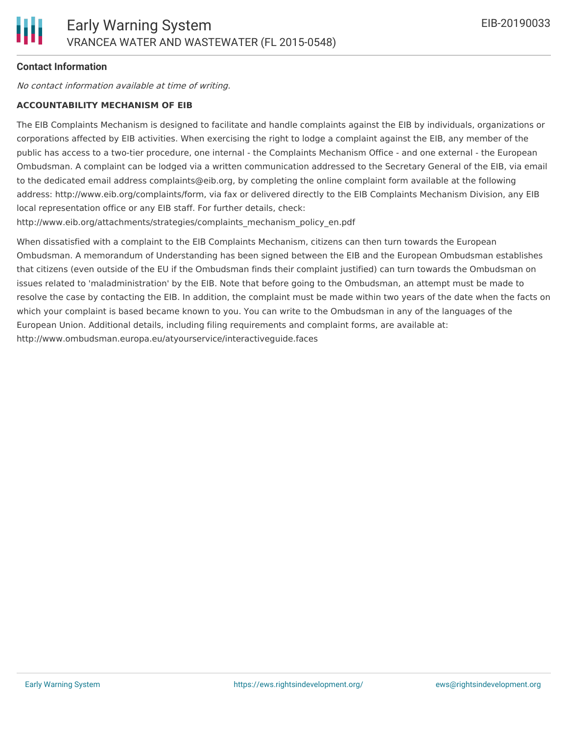**Contact Information**

*No contact information available at time of writing.*

**ACCOUNTABILITY MECHANISM OF EIB**

The EIB Complaints Mechanism is designed to facilitate and handle complaints against the EIB by individuals, organizations or corporations affected by EIB activities. When exercising the right to lodge a complaint against the EIB, any member of the public has access to a two-tier procedure, one internal - the Complaints Mechanism Office - and one external - the European Ombudsman. A complaint can be lodged via a written communication addressed to the Secretary General of the EIB, via email to the dedicated email address complaints@eib.org, by completing the online complaint form available at the following address: http://www.eib.org/complaints/form, via fax or delivered directly to the EIB Complaints Mechanism Division, any EIB local representation office or any EIB staff. For further details, check: http://www.eib.org/attachments/strategies/complaints_mechanism_policy_en.pdf

When dissatisfied with a complaint to the EIB Complaints Mechanism, citizens can then turn towards the European Ombudsman. A memorandum of Understanding has been signed between the EIB and the European Ombudsman establishes that citizens (even outside of the EU if the Ombudsman finds their complaint justified) can turn towards the Ombudsman on issues related to 'maladministration' by the EIB. Note that before going to the Ombudsman, an attempt must be made to resolve the case by contacting the EIB. In addition, the complaint must be made within two years of the date when the facts on which your complaint is based became known to you. You can write to the Ombudsman in any of the languages of the European Union. Additional details, including filing requirements and complaint forms, are available at: http://www.ombudsman.europa.eu/atyourservice/interactiveguide.faces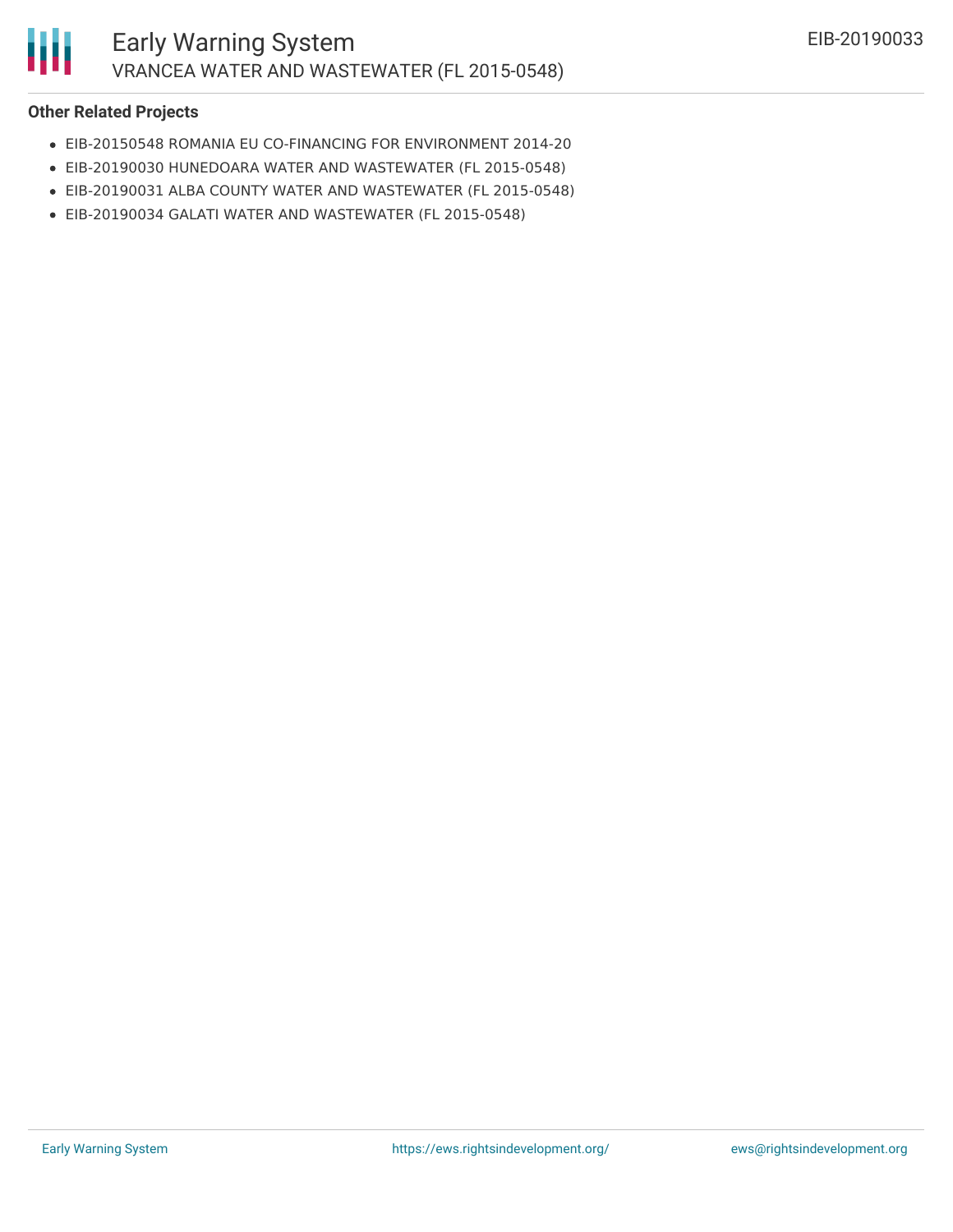**Other Related Projects**

- EIB-20150548 ROMANIA EU CO-FINANCING FOR ENVIRONMENT 2014-20
- EIB-20190030 HUNEDOARA WATER AND WASTEWATER (FL 2015-0548)
- EIB-20190031 ALBA COUNTY WATER AND WASTEWATER (FL 2015-0548)
- EIB-20190034 GALATI WATER AND WASTEWATER (FL 2015-0548)